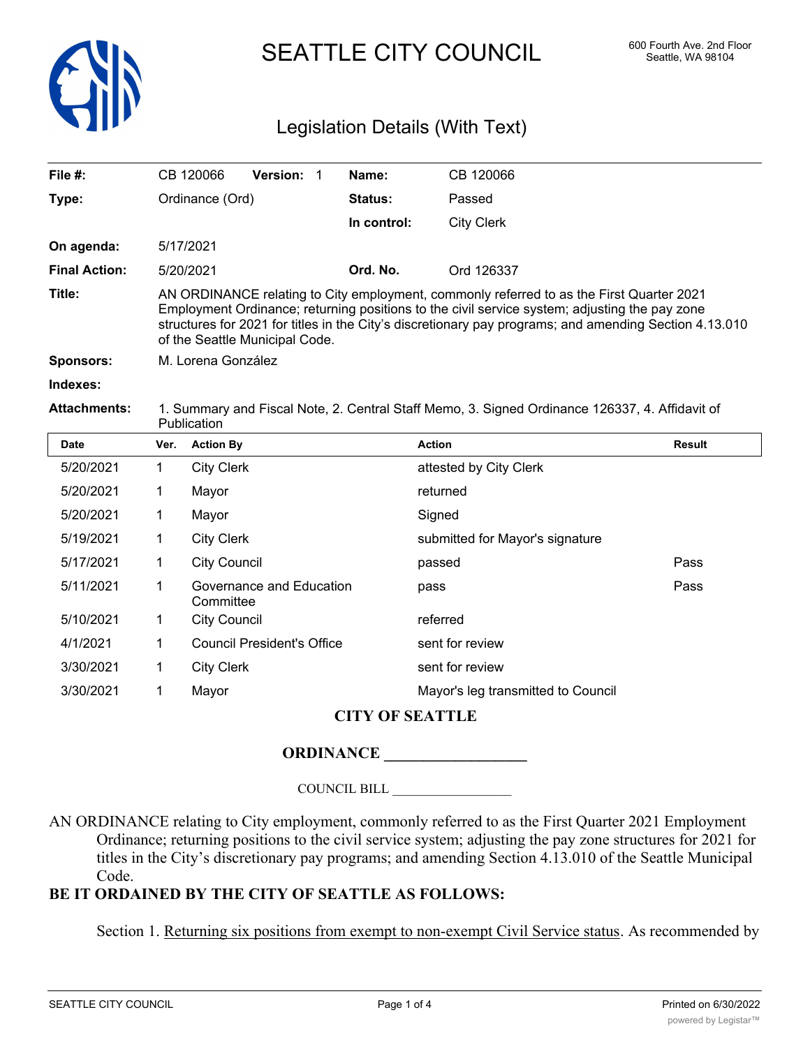# SEATTLE CITY COUNCIL

600 Fourth Ave. 2nd Floor
Seattle, WA 98104

## Legislation Details (With Text)

| | | | |
|---|---|---|---|
| **File #:** | CB 120066 **Version:** 1 | **Name:** | CB 120066 |
| **Type:** | Ordinance (Ord) | **Status:** | Passed |
| | | **In control:** | City Clerk |
| **On agenda:** | 5/17/2021 | | |
| **Final Action:** | 5/20/2021 | **Ord. No.** | Ord 126337 |

**Title:** AN ORDINANCE relating to City employment, commonly referred to as the First Quarter 2021 Employment Ordinance; returning positions to the civil service system; adjusting the pay zone structures for 2021 for titles in the City's discretionary pay programs; and amending Section 4.13.010 of the Seattle Municipal Code.

**Sponsors:** M. Lorena González

**Indexes:**

**Attachments:** 1. Summary and Fiscal Note, 2. Central Staff Memo, 3. Signed Ordinance 126337, 4. Affidavit of Publication

| Date | Ver. | Action By | Action | Result |
|---|---|---|---|---|
| 5/20/2021 | 1 | City Clerk | attested by City Clerk | |
| 5/20/2021 | 1 | Mayor | returned | |
| 5/20/2021 | 1 | Mayor | Signed | |
| 5/19/2021 | 1 | City Clerk | submitted for Mayor's signature | |
| 5/17/2021 | 1 | City Council | passed | Pass |
| 5/11/2021 | 1 | Governance and Education Committee | pass | Pass |
| 5/10/2021 | 1 | City Council | referred | |
| 4/1/2021 | 1 | Council President's Office | sent for review | |
| 3/30/2021 | 1 | City Clerk | sent for review | |
| 3/30/2021 | 1 | Mayor | Mayor's leg transmitted to Council | |

**CITY OF SEATTLE**

**ORDINANCE __________________**

COUNCIL BILL __________________

AN ORDINANCE relating to City employment, commonly referred to as the First Quarter 2021 Employment Ordinance; returning positions to the civil service system; adjusting the pay zone structures for 2021 for titles in the City's discretionary pay programs; and amending Section 4.13.010 of the Seattle Municipal Code.

**BE IT ORDAINED BY THE CITY OF SEATTLE AS FOLLOWS:**

Section 1. Returning six positions from exempt to non-exempt Civil Service status. As recommended by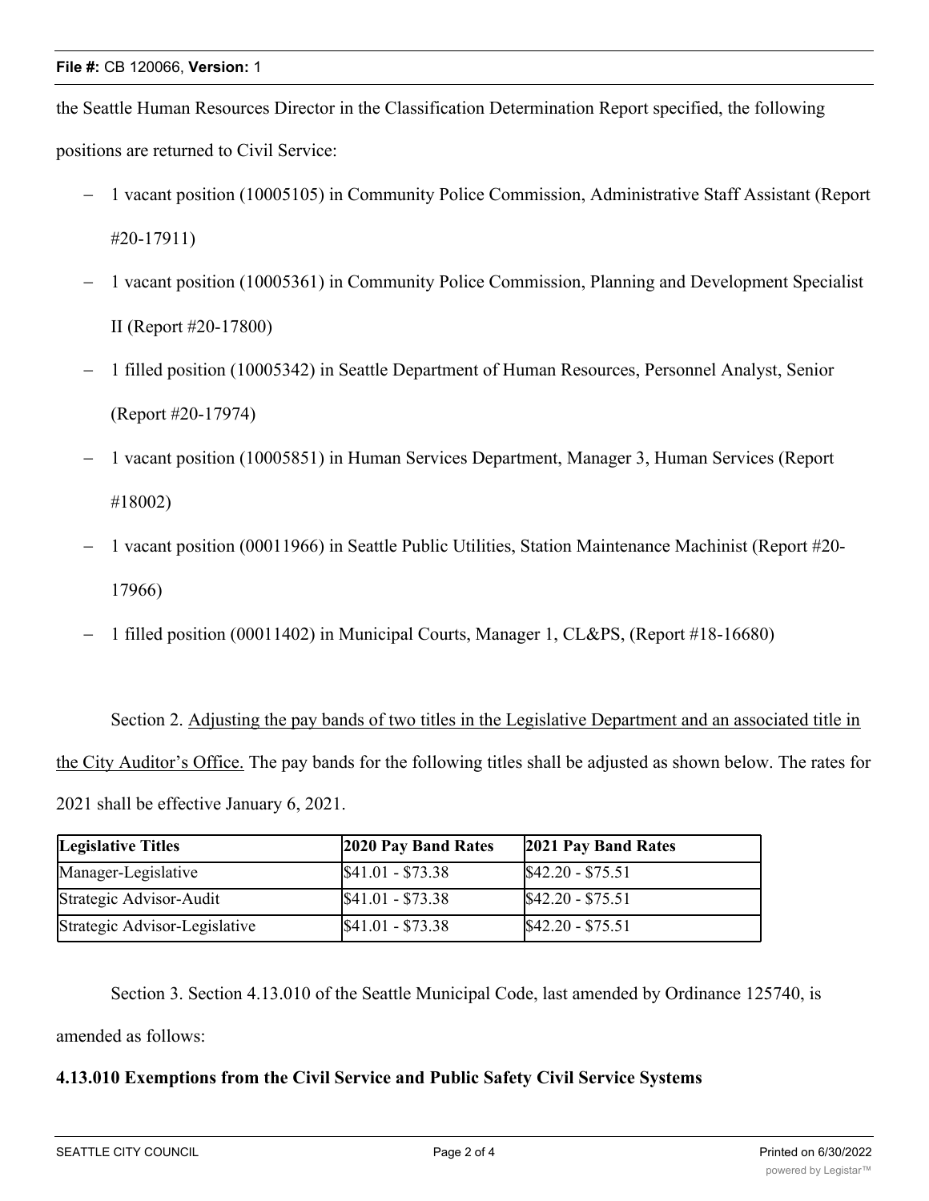the Seattle Human Resources Director in the Classification Determination Report specified, the following positions are returned to Civil Service:

- 1 vacant position (10005105) in Community Police Commission, Administrative Staff Assistant (Report #20-17911)
- 1 vacant position (10005361) in Community Police Commission, Planning and Development Specialist II (Report #20-17800)
- 1 filled position (10005342) in Seattle Department of Human Resources, Personnel Analyst, Senior (Report #20-17974)
- 1 vacant position (10005851) in Human Services Department, Manager 3, Human Services (Report #18002)
- 1 vacant position (00011966) in Seattle Public Utilities, Station Maintenance Machinist (Report #20-17966)
- 1 filled position (00011402) in Municipal Courts, Manager 1, CL&PS, (Report #18-16680)

Section 2. Adjusting the pay bands of two titles in the Legislative Department and an associated title in the City Auditor's Office. The pay bands for the following titles shall be adjusted as shown below. The rates for 2021 shall be effective January 6, 2021.

| **Legislative Titles** | **2020 Pay Band Rates** | **2021 Pay Band Rates** |
|---|---|---|
| Manager-Legislative | $41.01 - $73.38 | $42.20 - $75.51 |
| Strategic Advisor-Audit | $41.01 - $73.38 | $42.20 - $75.51 |
| Strategic Advisor-Legislative | $41.01 - $73.38 | $42.20 - $75.51 |

Section 3. Section 4.13.010 of the Seattle Municipal Code, last amended by Ordinance 125740, is amended as follows:

**4.13.010 Exemptions from the Civil Service and Public Safety Civil Service Systems**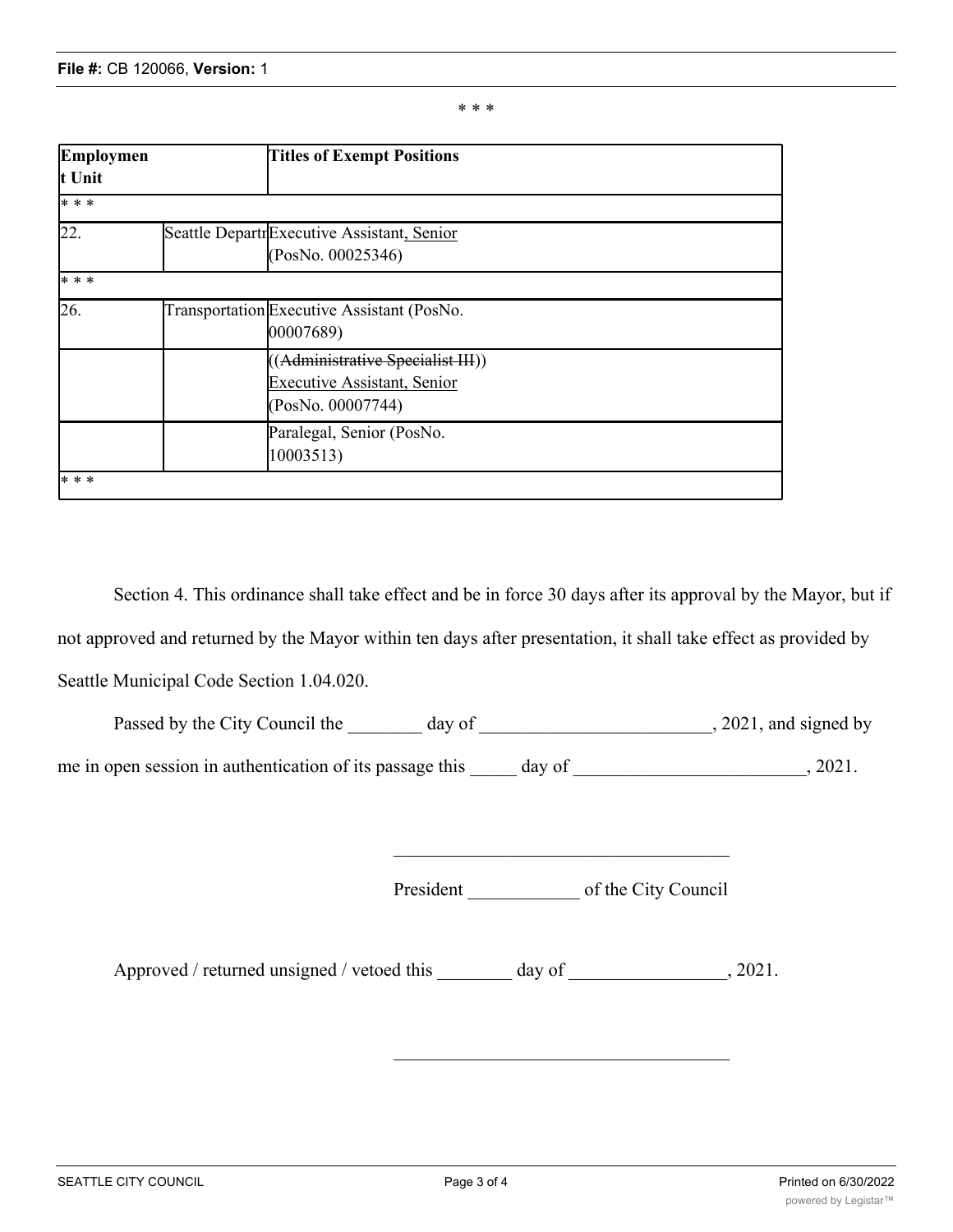\* \* \*

| Employment Unit | | Titles of Exempt Positions |
|---|---|---|
| \* \* \* | | |
| 22. | Seattle Departr | Executive Assistant<u>, Senior</u> (PosNo. 00025346) |
| \* \* \* | | |
| 26. | Transportation | Executive Assistant (PosNo. 00007689) |
| | | ((~~Administrative Specialist III~~)) <u>Executive Assistant, Senior</u> (PosNo. 00007744) |
| | | Paralegal, Senior (PosNo. 10003513) |
| \* \* \* | | |

Section 4. This ordinance shall take effect and be in force 30 days after its approval by the Mayor, but if not approved and returned by the Mayor within ten days after presentation, it shall take effect as provided by Seattle Municipal Code Section 1.04.020.

Passed by the City Council the ________ day of _________________________, 2021, and signed by me in open session in authentication of its passage this _____ day of _________________________, 2021.

____________________________________

President ____________ of the City Council

Approved / returned unsigned / vetoed this ________ day of _________________, 2021.

____________________________________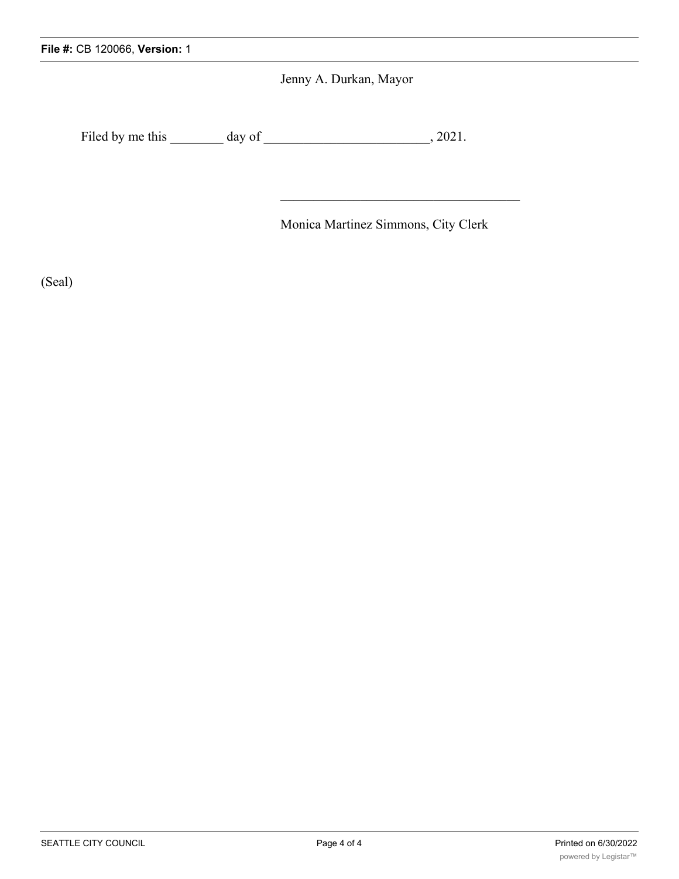Jenny A. Durkan, Mayor

Filed by me this ________ day of _________________________, 2021.

____________________________________

Monica Martinez Simmons, City Clerk

(Seal)